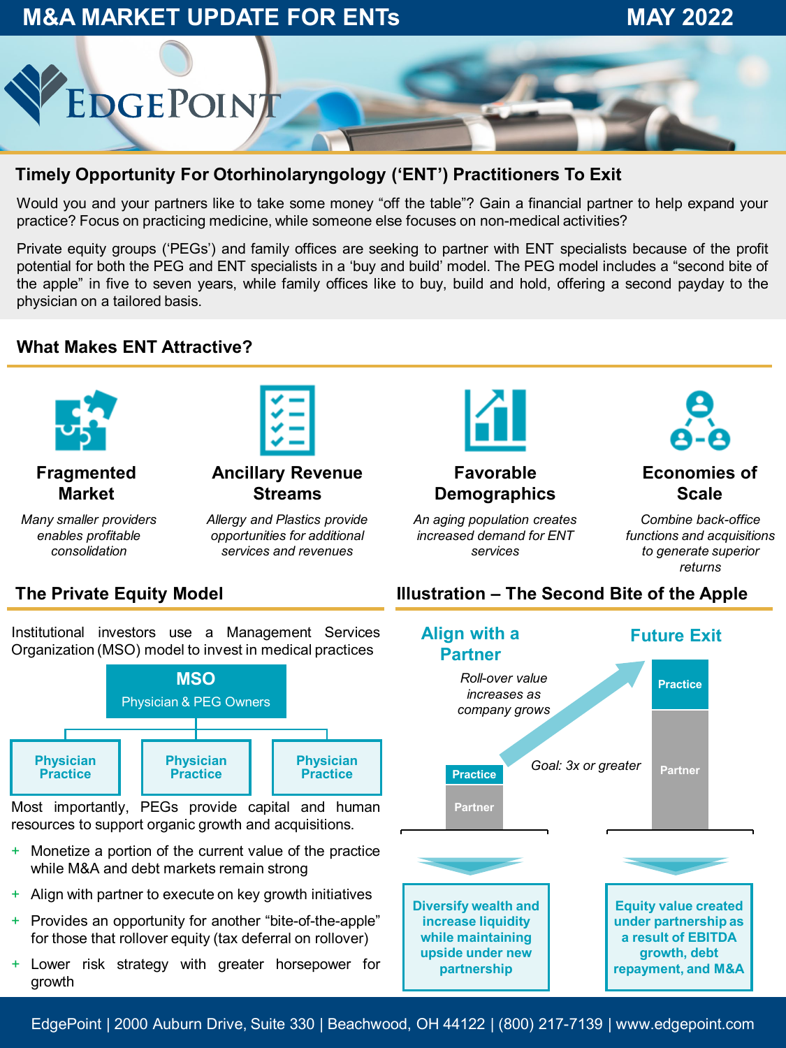# M&A MARKET UPDATE FOR ENTs

MAY 2022

EDGEPOINT

## Timely Opportunity For Otorhinolaryngology ('ENT') Practitioners To Exit

Would you and your partners like to take some money "off the table"? Gain a financial partner to help expand your practice? Focus on practicing medicine, while someone else focuses on non-medical activities?

Private equity groups ('PEGs') and family offices are seeking to partner with ENT specialists because of the profit potential for both the PEG and ENT specialists in a 'buy and build' model. The PEG model includes a "second bite of the apple" in five to seven years, while family offices like to buy, build and hold, offering a second payday to the physician on a tailored basis.

## What Makes ENT Attractive?

**Fragmented Market**

*Many smaller providers enables profitable consolidation*

**Ancillary Revenue Streams**

*Allergy and Plastics provide opportunities for additional services and revenues*

**Favorable Demographics**

*An aging population creates increased demand for ENT services*

**Economies of Scale**

*Combine back-office functions and acquisitions to generate superior returns*

## The Private Equity Model

Institutional investors use a Management Services Organization (MSO) model to invest in medical practices

**MSO**
Physician & PEG Owners

- Physician Practice
- Physician Practice
- Physician Practice

Most importantly, PEGs provide capital and human resources to support organic growth and acquisitions.

- Monetize a portion of the current value of the practice while M&A and debt markets remain strong
- Align with partner to execute on key growth initiatives
- Provides an opportunity for another "bite-of-the-apple" for those that rollover equity (tax deferral on rollover)
- Lower risk strategy with greater horsepower for growth

## Illustration – The Second Bite of the Apple

**Align with a Partner**

*Roll-over value increases as company grows*

Practice / Partner

*Goal: 3x or greater*

**Future Exit**

Practice / Partner

**Diversify wealth and increase liquidity while maintaining upside under new partnership**

**Equity value created under partnership as a result of EBITDA growth, debt repayment, and M&A**

EdgePoint | 2000 Auburn Drive, Suite 330 | Beachwood, OH 44122 | (800) 217-7139 | www.edgepoint.com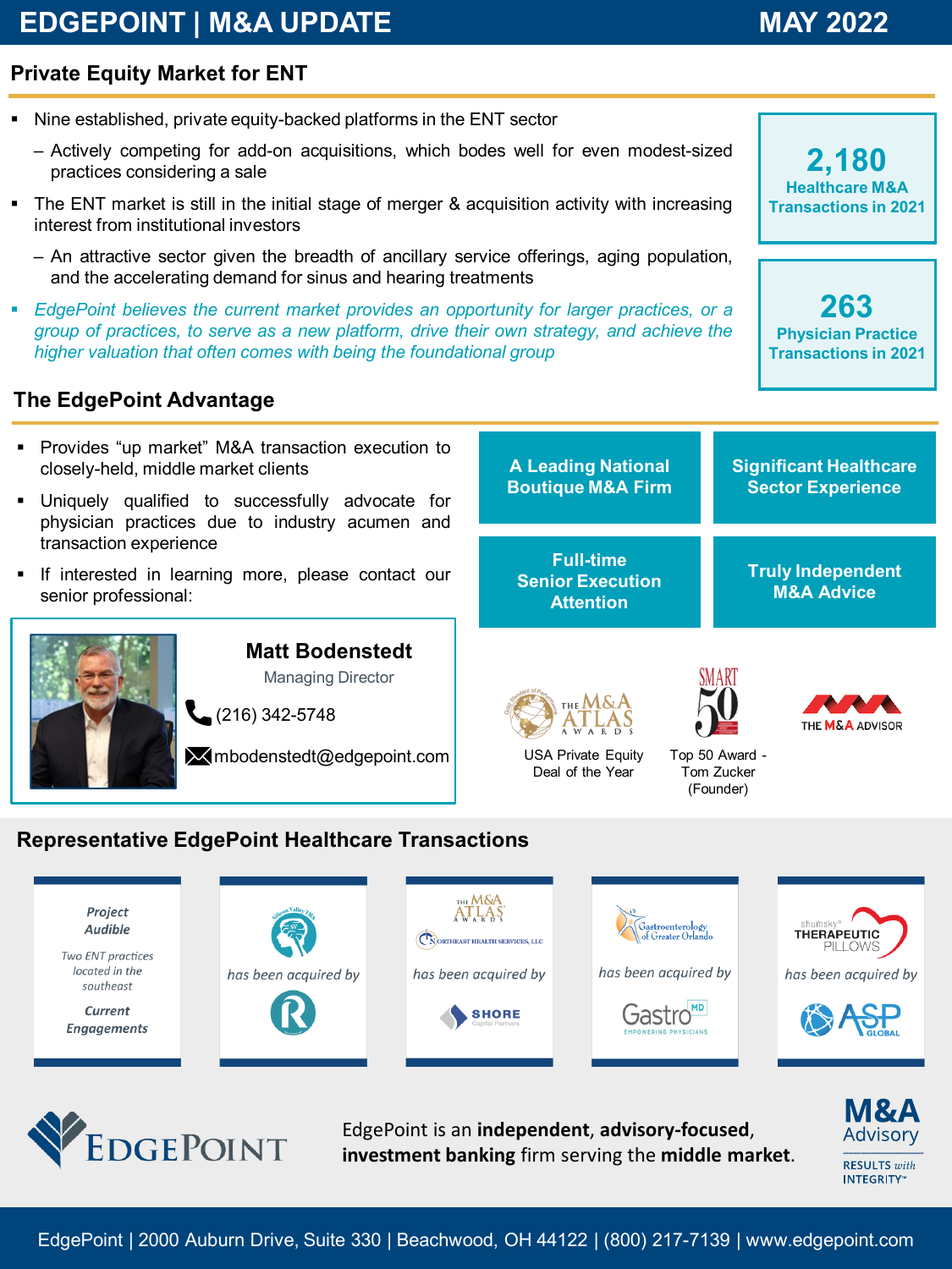# EDGEPOINT | M&A UPDATE

MAY 2022

## Private Equity Market for ENT

- Nine established, private equity-backed platforms in the ENT sector
  - Actively competing for add-on acquisitions, which bodes well for even modest-sized practices considering a sale
- The ENT market is still in the initial stage of merger & acquisition activity with increasing interest from institutional investors
  - An attractive sector given the breadth of ancillary service offerings, aging population, and the accelerating demand for sinus and hearing treatments
- *EdgePoint believes the current market provides an opportunity for larger practices, or a group of practices, to serve as a new platform, drive their own strategy, and achieve the higher valuation that often comes with being the foundational group*

**2,180**
Healthcare M&A Transactions in 2021

**263**
Physician Practice Transactions in 2021

## The EdgePoint Advantage

- Provides "up market" M&A transaction execution to closely-held, middle market clients
- Uniquely qualified to successfully advocate for physician practices due to industry acumen and transaction experience
- If interested in learning more, please contact our senior professional:

**Matt Bodenstedt**
Managing Director
(216) 342-5748
mbodenstedt@edgepoint.com

- A Leading National Boutique M&A Firm
- Significant Healthcare Sector Experience
- Full-time Senior Execution Attention
- Truly Independent M&A Advice

The M&A Atlas Awards – USA Private Equity Deal of the Year

Smart 50 – Top 50 Award - Tom Zucker (Founder)

The M&A Advisor

## Representative EdgePoint Healthcare Transactions

- *Project Audible* – *Two ENT practices located in the southeast* – *Current Engagements*
- Silicon Valley TMS has been acquired by R
- Northeast Health Services, LLC has been acquired by Shore Capital Partners (The M&A Atlas Awards)
- Gastroenterology of Greater Orlando has been acquired by GastroMD – Empowering Physicians
- Shumsky Therapeutic Pillows has been acquired by ASP Global

EDGEPOINT

EdgePoint is an **independent**, **advisory-focused**, **investment banking** firm serving the **middle market**.

M&A Advisory – RESULTS *with* INTEGRITY™

EdgePoint | 2000 Auburn Drive, Suite 330 | Beachwood, OH 44122 | (800) 217-7139 | www.edgepoint.com